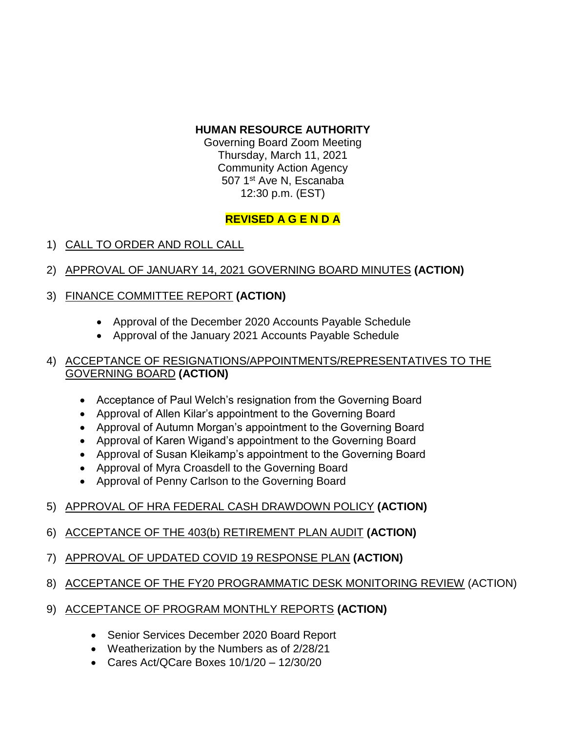**HUMAN RESOURCE AUTHORITY**

Governing Board Zoom Meeting
Thursday, March 11, 2021
Community Action Agency
507 1st Ave N, Escanaba
12:30 p.m. (EST)

**REVISED A G E N D A**

1) CALL TO ORDER AND ROLL CALL

2) APPROVAL OF JANUARY 14, 2021 GOVERNING BOARD MINUTES **(ACTION)**

3) FINANCE COMMITTEE REPORT **(ACTION)**
   - Approval of the December 2020 Accounts Payable Schedule
   - Approval of the January 2021 Accounts Payable Schedule

4) ACCEPTANCE OF RESIGNATIONS/APPOINTMENTS/REPRESENTATIVES TO THE GOVERNING BOARD **(ACTION)**
   - Acceptance of Paul Welch's resignation from the Governing Board
   - Approval of Allen Kilar's appointment to the Governing Board
   - Approval of Autumn Morgan's appointment to the Governing Board
   - Approval of Karen Wigand's appointment to the Governing Board
   - Approval of Susan Kleikamp's appointment to the Governing Board
   - Approval of Myra Croasdell to the Governing Board
   - Approval of Penny Carlson to the Governing Board

5) APPROVAL OF HRA FEDERAL CASH DRAWDOWN POLICY **(ACTION)**

6) ACCEPTANCE OF THE 403(b) RETIREMENT PLAN AUDIT **(ACTION)**

7) APPROVAL OF UPDATED COVID 19 RESPONSE PLAN **(ACTION)**

8) ACCEPTANCE OF THE FY20 PROGRAMMATIC DESK MONITORING REVIEW (ACTION)

9) ACCEPTANCE OF PROGRAM MONTHLY REPORTS **(ACTION)**
   - Senior Services December 2020 Board Report
   - Weatherization by the Numbers as of 2/28/21
   - Cares Act/QCare Boxes 10/1/20 – 12/30/20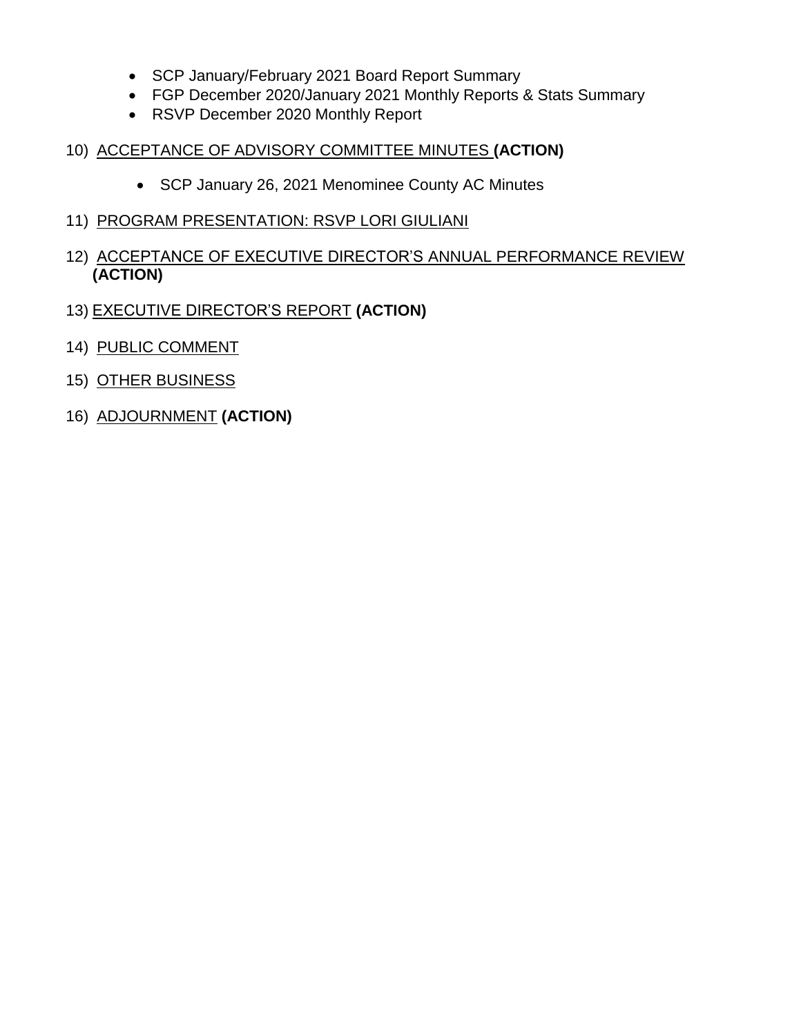- SCP January/February 2021 Board Report Summary
- FGP December 2020/January 2021 Monthly Reports & Stats Summary
- RSVP December 2020 Monthly Report

10) ACCEPTANCE OF ADVISORY COMMITTEE MINUTES **(ACTION)**

- SCP January 26, 2021 Menominee County AC Minutes

11) PROGRAM PRESENTATION: RSVP LORI GIULIANI

12) ACCEPTANCE OF EXECUTIVE DIRECTOR'S ANNUAL PERFORMANCE REVIEW **(ACTION)**

13) EXECUTIVE DIRECTOR'S REPORT **(ACTION)**

14) PUBLIC COMMENT

15) OTHER BUSINESS

16) ADJOURNMENT **(ACTION)**